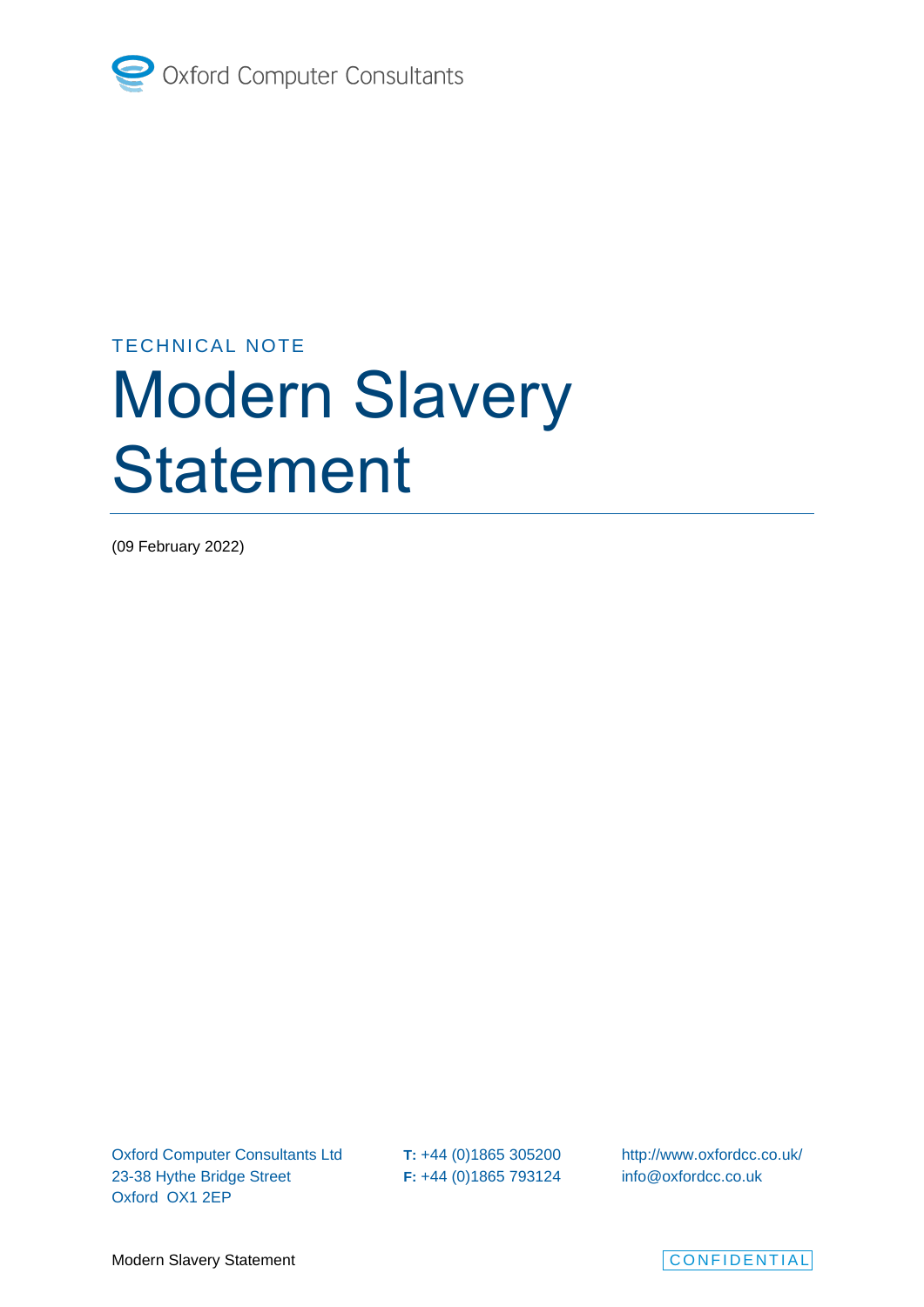Oxford Computer Consultants

TECHNICAL NOTE

# Modern Slavery Statement

(09 February 2022)

Oxford Computer Consultants Ltd
23-38 Hythe Bridge Street
Oxford OX1 2EP

**T:** +44 (0)1865 305200
**F:** +44 (0)1865 793124

http://www.oxfordcc.co.uk/
info@oxfordcc.co.uk

CONFIDENTIAL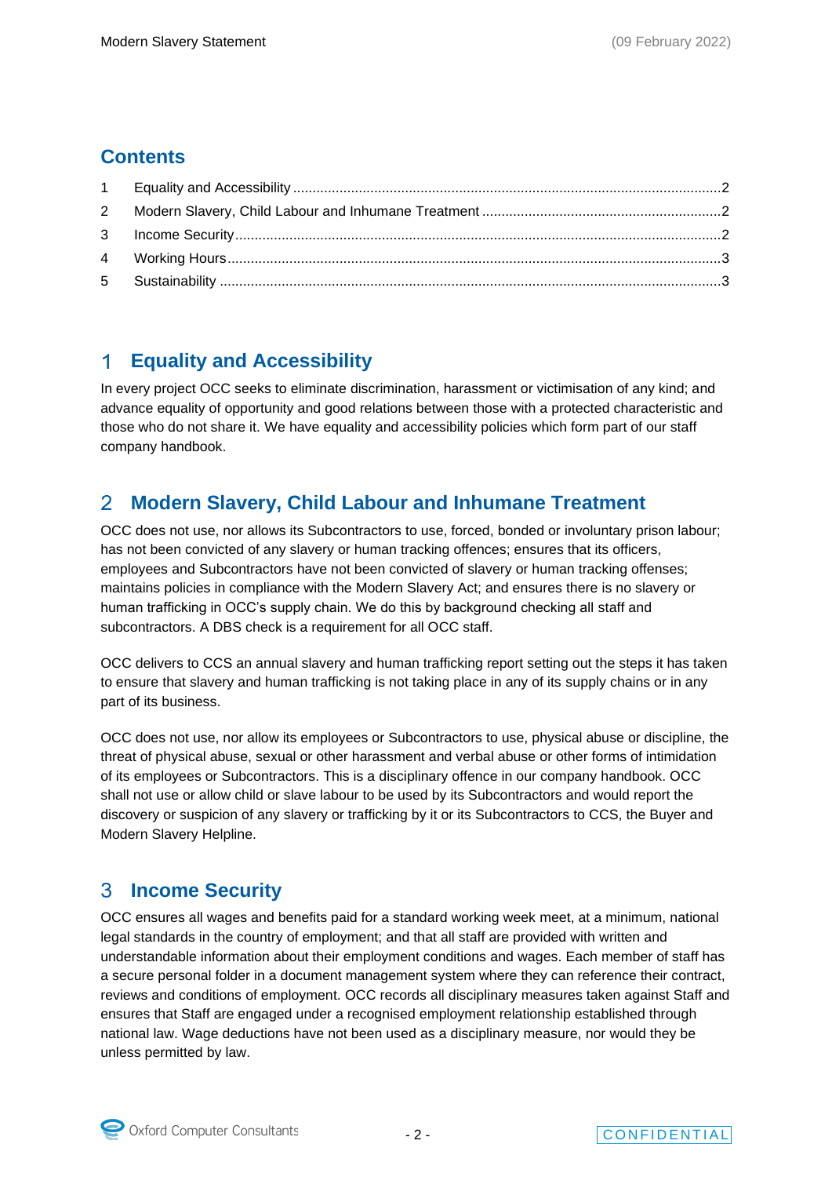## Contents

1 Equality and Accessibility ....2
2 Modern Slavery, Child Labour and Inhumane Treatment ....2
3 Income Security ....2
4 Working Hours ....3
5 Sustainability ....3

## 1 Equality and Accessibility

In every project OCC seeks to eliminate discrimination, harassment or victimisation of any kind; and advance equality of opportunity and good relations between those with a protected characteristic and those who do not share it. We have equality and accessibility policies which form part of our staff company handbook.

## 2 Modern Slavery, Child Labour and Inhumane Treatment

OCC does not use, nor allows its Subcontractors to use, forced, bonded or involuntary prison labour; has not been convicted of any slavery or human tracking offences; ensures that its officers, employees and Subcontractors have not been convicted of slavery or human tracking offenses; maintains policies in compliance with the Modern Slavery Act; and ensures there is no slavery or human trafficking in OCC's supply chain. We do this by background checking all staff and subcontractors. A DBS check is a requirement for all OCC staff.

OCC delivers to CCS an annual slavery and human trafficking report setting out the steps it has taken to ensure that slavery and human trafficking is not taking place in any of its supply chains or in any part of its business.

OCC does not use, nor allow its employees or Subcontractors to use, physical abuse or discipline, the threat of physical abuse, sexual or other harassment and verbal abuse or other forms of intimidation of its employees or Subcontractors. This is a disciplinary offence in our company handbook. OCC shall not use or allow child or slave labour to be used by its Subcontractors and would report the discovery or suspicion of any slavery or trafficking by it or its Subcontractors to CCS, the Buyer and Modern Slavery Helpline.

## 3 Income Security

OCC ensures all wages and benefits paid for a standard working week meet, at a minimum, national legal standards in the country of employment; and that all staff are provided with written and understandable information about their employment conditions and wages. Each member of staff has a secure personal folder in a document management system where they can reference their contract, reviews and conditions of employment. OCC records all disciplinary measures taken against Staff and ensures that Staff are engaged under a recognised employment relationship established through national law. Wage deductions have not been used as a disciplinary measure, nor would they be unless permitted by law.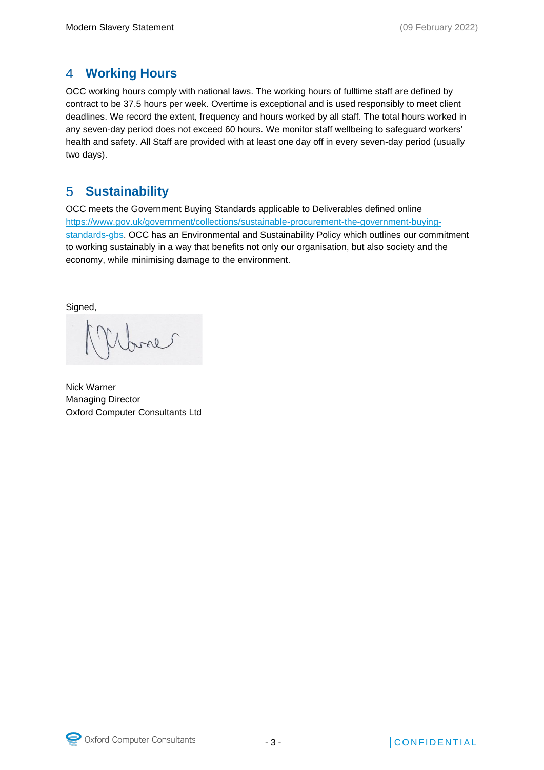## 4 Working Hours

OCC working hours comply with national laws. The working hours of fulltime staff are defined by contract to be 37.5 hours per week. Overtime is exceptional and is used responsibly to meet client deadlines. We record the extent, frequency and hours worked by all staff. The total hours worked in any seven-day period does not exceed 60 hours. We monitor staff wellbeing to safeguard workers' health and safety. All Staff are provided with at least one day off in every seven-day period (usually two days).

## 5 Sustainability

OCC meets the Government Buying Standards applicable to Deliverables defined online https://www.gov.uk/government/collections/sustainable-procurement-the-government-buying-standards-gbs. OCC has an Environmental and Sustainability Policy which outlines our commitment to working sustainably in a way that benefits not only our organisation, but also society and the economy, while minimising damage to the environment.

Signed,

Nick Warner
Managing Director
Oxford Computer Consultants Ltd